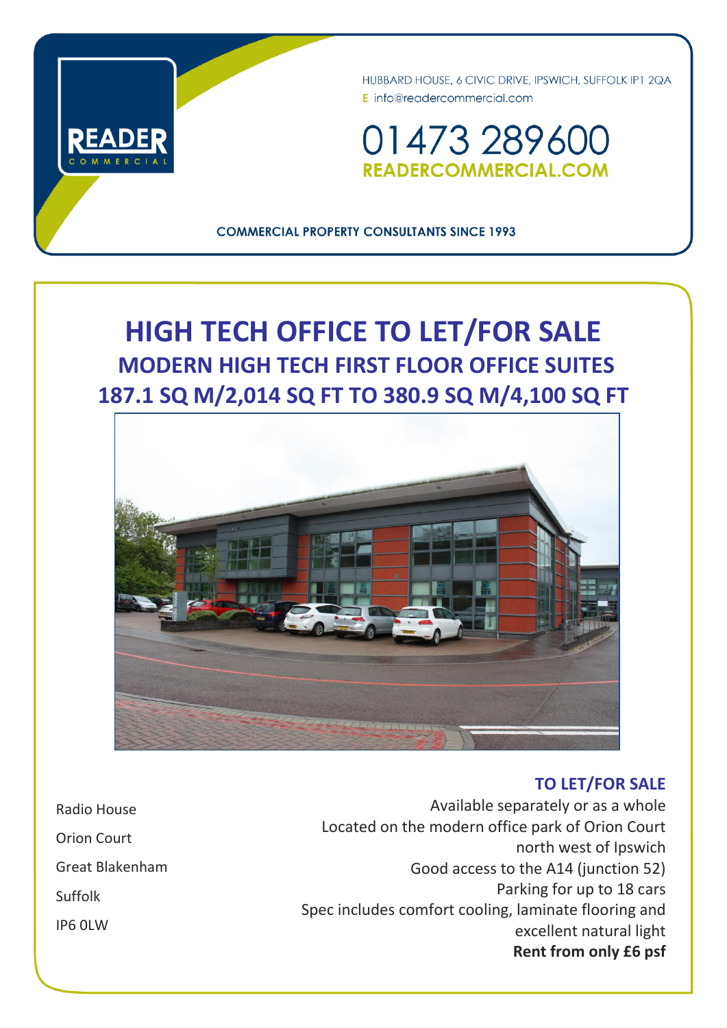READER COMMERCIAL

HUBBARD HOUSE, 6 CIVIC DRIVE, IPSWICH, SUFFOLK IP1 2QA
E info@readercommercial.com

01473 289600
READERCOMMERCIAL.COM

COMMERCIAL PROPERTY CONSULTANTS SINCE 1993

# HIGH TECH OFFICE TO LET/FOR SALE

## MODERN HIGH TECH FIRST FLOOR OFFICE SUITES

## 187.1 SQ M/2,014 SQ FT TO 380.9 SQ M/4,100 SQ FT

Radio House
Orion Court
Great Blakenham
Suffolk
IP6 0LW

### TO LET/FOR SALE

Available separately or as a whole
Located on the modern office park of Orion Court north west of Ipswich
Good access to the A14 (junction 52)
Parking for up to 18 cars
Spec includes comfort cooling, laminate flooring and excellent natural light
**Rent from only £6 psf**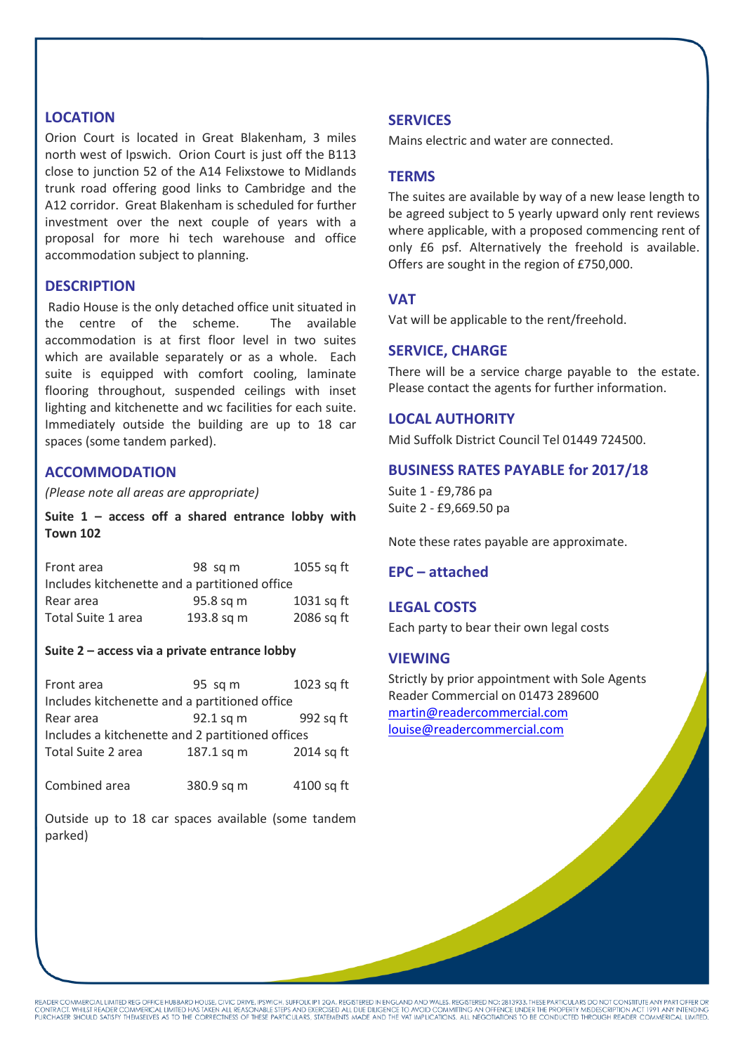## LOCATION

Orion Court is located in Great Blakenham, 3 miles north west of Ipswich. Orion Court is just off the B113 close to junction 52 of the A14 Felixstowe to Midlands trunk road offering good links to Cambridge and the A12 corridor. Great Blakenham is scheduled for further investment over the next couple of years with a proposal for more hi tech warehouse and office accommodation subject to planning.

## DESCRIPTION

Radio House is the only detached office unit situated in the centre of the scheme. The available accommodation is at first floor level in two suites which are available separately or as a whole. Each suite is equipped with comfort cooling, laminate flooring throughout, suspended ceilings with inset lighting and kitchenette and wc facilities for each suite. Immediately outside the building are up to 18 car spaces (some tandem parked).

## ACCOMMODATION

*(Please note all areas are appropriate)*

**Suite 1 – access off a shared entrance lobby with Town 102**

| | | |
|---|---|---|
| Front area | 98 sq m | 1055 sq ft |
| Includes kitchenette and a partitioned office | | |
| Rear area | 95.8 sq m | 1031 sq ft |
| Total Suite 1 area | 193.8 sq m | 2086 sq ft |

**Suite 2 – access via a private entrance lobby**

| | | |
|---|---|---|
| Front area | 95 sq m | 1023 sq ft |
| Includes kitchenette and a partitioned office | | |
| Rear area | 92.1 sq m | 992 sq ft |
| Includes a kitchenette and 2 partitioned offices | | |
| Total Suite 2 area | 187.1 sq m | 2014 sq ft |
| | | |
| Combined area | 380.9 sq m | 4100 sq ft |

Outside up to 18 car spaces available (some tandem parked)

## SERVICES

Mains electric and water are connected.

## TERMS

The suites are available by way of a new lease length to be agreed subject to 5 yearly upward only rent reviews where applicable, with a proposed commencing rent of only £6 psf. Alternatively the freehold is available. Offers are sought in the region of £750,000.

## VAT

Vat will be applicable to the rent/freehold.

## SERVICE, CHARGE

There will be a service charge payable to the estate. Please contact the agents for further information.

## LOCAL AUTHORITY

Mid Suffolk District Council Tel 01449 724500.

## BUSINESS RATES PAYABLE for 2017/18

Suite 1 - £9,786 pa
Suite 2 - £9,669.50 pa

Note these rates payable are approximate.

## EPC – attached

## LEGAL COSTS

Each party to bear their own legal costs

## VIEWING

Strictly by prior appointment with Sole Agents Reader Commercial on 01473 289600
martin@readercommercial.com
louise@readercommercial.com

READER COMMERCIAL LIMITED REG OFFICE HUBBARD HOUSE, CIVIC DRIVE, IPSWICH, SUFFOLK IP1 2QA. REGISTERED IN ENGLAND AND WALES. REGISTERED NO: 2813933. THESE PARTICULARS DO NOT CONSTITUTE ANY PART OFFER OR CONTRACT. WHILST READER COMMERICAL LIMITED HAS TAKEN ALL REASONABLE STEPS AND EXERCISED ALL DUE DILIGENCE TO AVOID COMMITTING AN OFFENCE UNDER THE PROPERTY MISDESCRIPTION ACT 1991 ANY INTENDING PURCHASER SHOULD SATISFY THEMSELVES AS TO THE CORRECTNESS OF THESE PARTICULARS, STATEMENTS MADE AND THE VAT IMPLICATIONS. ALL NEGOTIATIONS TO BE CONDUCTED THROUGH READER COMMERICAL LIMITED.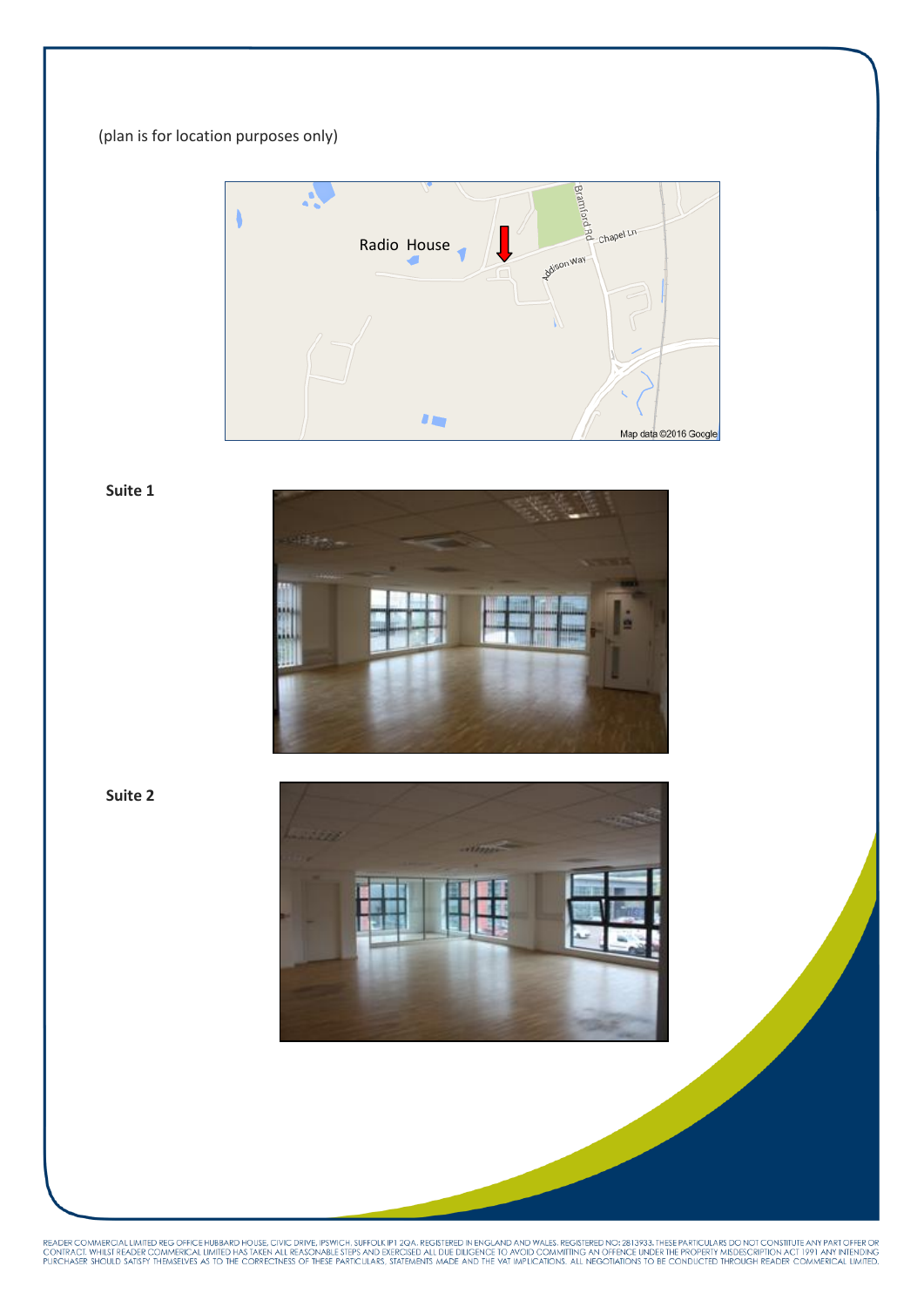(plan is for location purposes only)

**Suite 1**

**Suite 2**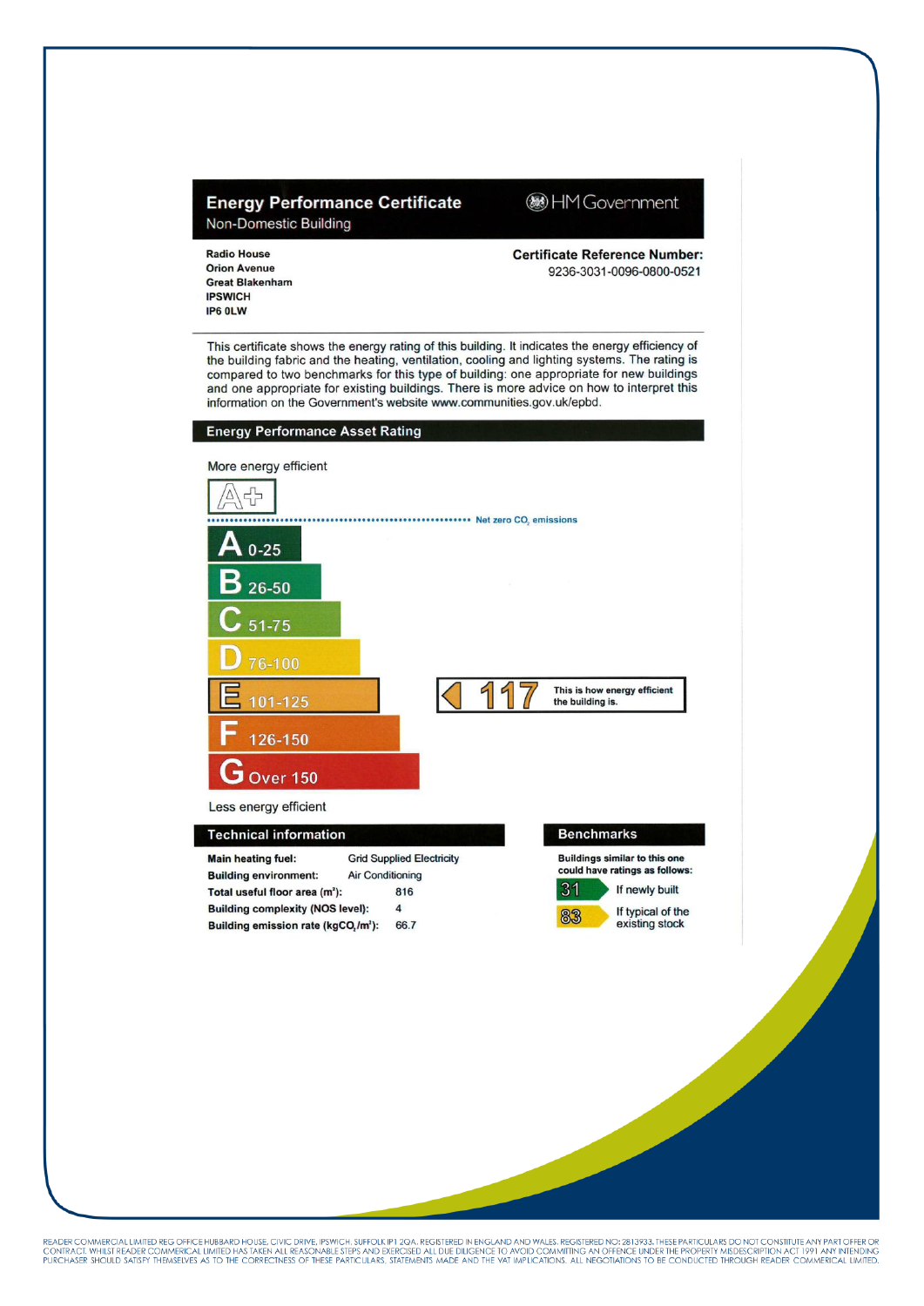# Energy Performance Certificate

Non-Domestic Building

HM Government

**Radio House**
**Orion Avenue**
**Great Blakenham**
**IPSWICH**
**IP6 0LW**

**Certificate Reference Number:**
9236-3031-0096-0800-0521

This certificate shows the energy rating of this building. It indicates the energy efficiency of the building fabric and the heating, ventilation, cooling and lighting systems. The rating is compared to two benchmarks for this type of building: one appropriate for new buildings and one appropriate for existing buildings. There is more advice on how to interpret this information on the Government's website www.communities.gov.uk/epbd.

## Energy Performance Asset Rating

More energy efficient

A+

Net zero $CO_2$ emissions

A 0-25

B 26-50

C 51-75

D 76-100

E 101-125

F 126-150

G Over 150

117 This is how energy efficient the building is.

Less energy efficient

## Technical information

| | |
|---|---|
| **Main heating fuel:** | Grid Supplied Electricity |
| **Building environment:** | Air Conditioning |
| **Total useful floor area ($m^2$):** | 816 |
| **Building complexity (NOS level):** | 4 |
| **Building emission rate ($kgCO_2/m^2$):** | 66.7 |

## Benchmarks

**Buildings similar to this one could have ratings as follows:**

31 If newly built

83 If typical of the existing stock

READER COMMERCIAL LIMITED REG OFFICE HUBBARD HOUSE, CIVIC DRIVE, IPSWICH, SUFFOLK IP1 2QA. REGISTERED IN ENGLAND AND WALES. REGISTERED NO: 2813933. THESE PARTICULARS DO NOT CONSTITUTE ANY PART OFFER OR CONTRACT. WHILST READER COMMERCIAL LIMITED HAS TAKEN ALL REASONABLE STEPS AND EXERCISED ALL DUE DILIGENCE TO AVOID COMMITTING AN OFFENCE UNDER THE PROPERTY MISDESCRIPTION ACT 1991 ANY INTENDING PURCHASER SHOULD SATISFY THEMSELVES AS TO THE CORRECTNESS OF THESE PARTICULARS, STATEMENTS MADE AND THE VAT IMPLICATIONS. ALL NEGOTIATIONS TO BE CONDUCTED THROUGH READER COMMERICAL LIMITED.